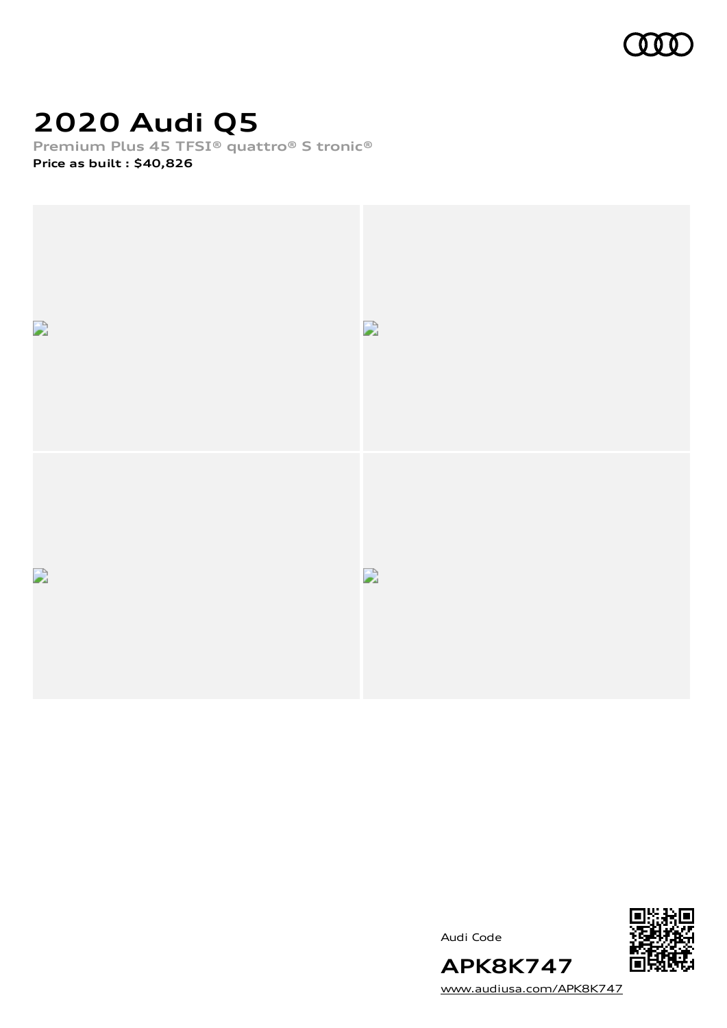# 2020 Audi Q5

**Premium Plus 45 TFSI® quattro® S tronic®**

**Price as built : $40,826**

Audi Code

**APK8K747**

www.audiusa.com/APK8K747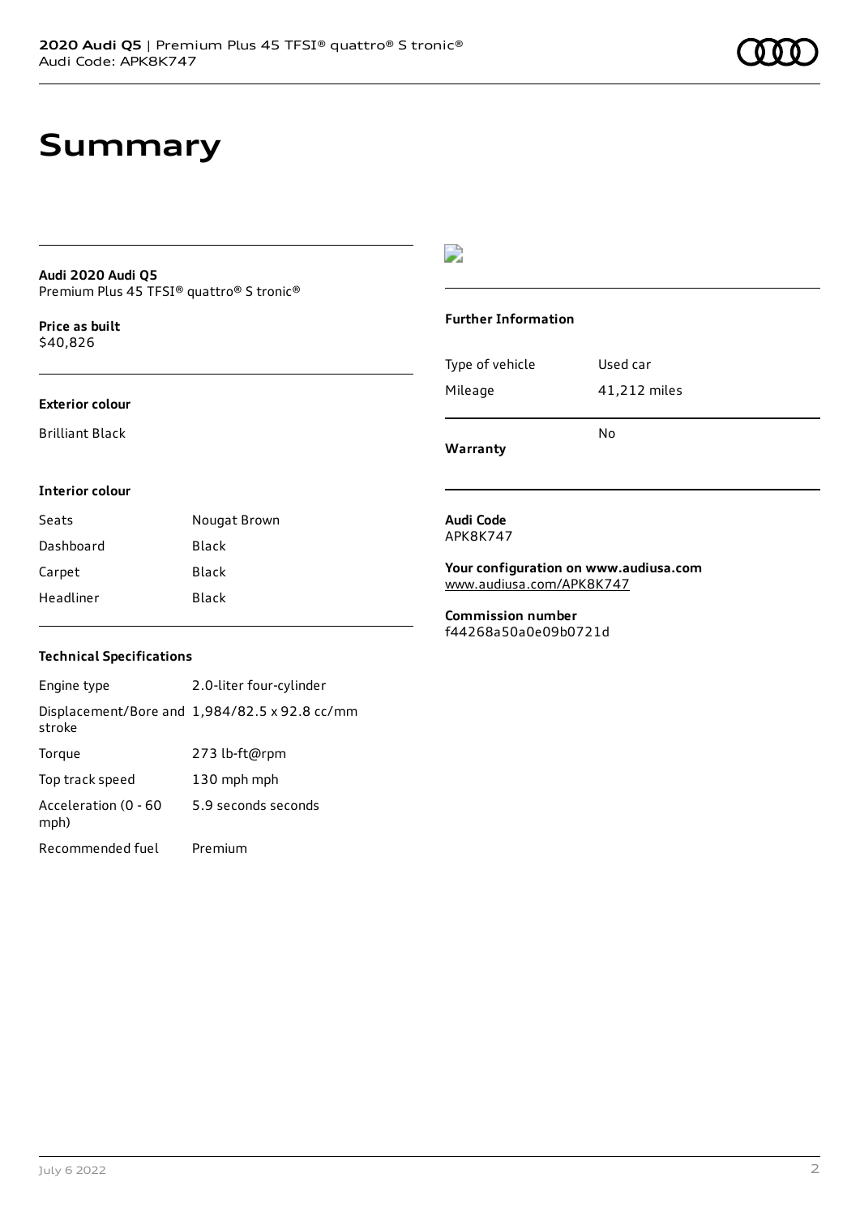# Summary

**Audi 2020 Audi Q5**
Premium Plus 45 TFSI® quattro® S tronic®

**Price as built**
$40,826

### Exterior colour

Brilliant Black

### Interior colour

| | |
|---|---|
| Seats | Nougat Brown |
| Dashboard | Black |
| Carpet | Black |
| Headliner | Black |

### Technical Specifications

| | |
|---|---|
| Engine type | 2.0-liter four-cylinder |
| Displacement/Bore and stroke | 1,984/82.5 x 92.8 cc/mm |
| Torque | 273 lb-ft@rpm |
| Top track speed | 130 mph mph |
| Acceleration (0 - 60 mph) | 5.9 seconds seconds |
| Recommended fuel | Premium |

### Further Information

| | |
|---|---|
| Type of vehicle | Used car |
| Mileage | 41,212 miles |
| **Warranty** | No |

**Audi Code**
APK8K747

**Your configuration on www.audiusa.com**
www.audiusa.com/APK8K747

**Commission number**
f44268a50a0e09b0721d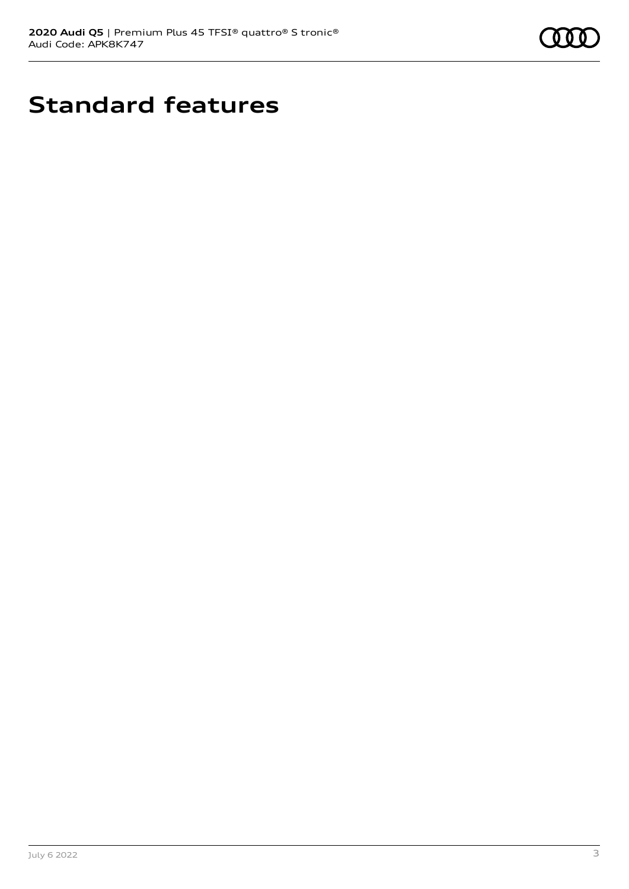# Standard features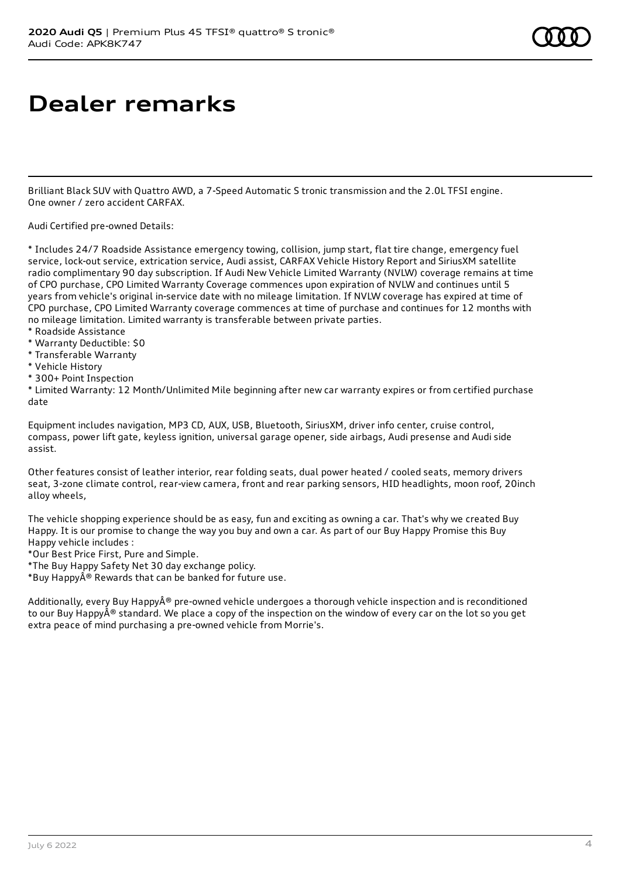# Dealer remarks

Brilliant Black SUV with Quattro AWD, a 7-Speed Automatic S tronic transmission and the 2.0L TFSI engine. One owner / zero accident CARFAX.

Audi Certified pre-owned Details:

* Includes 24/7 Roadside Assistance emergency towing, collision, jump start, flat tire change, emergency fuel service, lock-out service, extrication service, Audi assist, CARFAX Vehicle History Report and SiriusXM satellite radio complimentary 90 day subscription. If Audi New Vehicle Limited Warranty (NVLW) coverage remains at time of CPO purchase, CPO Limited Warranty Coverage commences upon expiration of NVLW and continues until 5 years from vehicle's original in-service date with no mileage limitation. If NVLW coverage has expired at time of CPO purchase, CPO Limited Warranty coverage commences at time of purchase and continues for 12 months with no mileage limitation. Limited warranty is transferable between private parties.
* Roadside Assistance
* Warranty Deductible: $0
* Transferable Warranty
* Vehicle History
* 300+ Point Inspection
* Limited Warranty: 12 Month/Unlimited Mile beginning after new car warranty expires or from certified purchase date

Equipment includes navigation, MP3 CD, AUX, USB, Bluetooth, SiriusXM, driver info center, cruise control, compass, power lift gate, keyless ignition, universal garage opener, side airbags, Audi presense and Audi side assist.

Other features consist of leather interior, rear folding seats, dual power heated / cooled seats, memory drivers seat, 3-zone climate control, rear-view camera, front and rear parking sensors, HID headlights, moon roof, 20inch alloy wheels,

The vehicle shopping experience should be as easy, fun and exciting as owning a car. That's why we created Buy Happy. It is our promise to change the way you buy and own a car. As part of our Buy Happy Promise this Buy Happy vehicle includes :

*Our Best Price First, Pure and Simple.
*The Buy Happy Safety Net 30 day exchange policy.
*Buy HappyÂ® Rewards that can be banked for future use.

Additionally, every Buy HappyÂ® pre-owned vehicle undergoes a thorough vehicle inspection and is reconditioned to our Buy HappyÂ® standard. We place a copy of the inspection on the window of every car on the lot so you get extra peace of mind purchasing a pre-owned vehicle from Morrie's.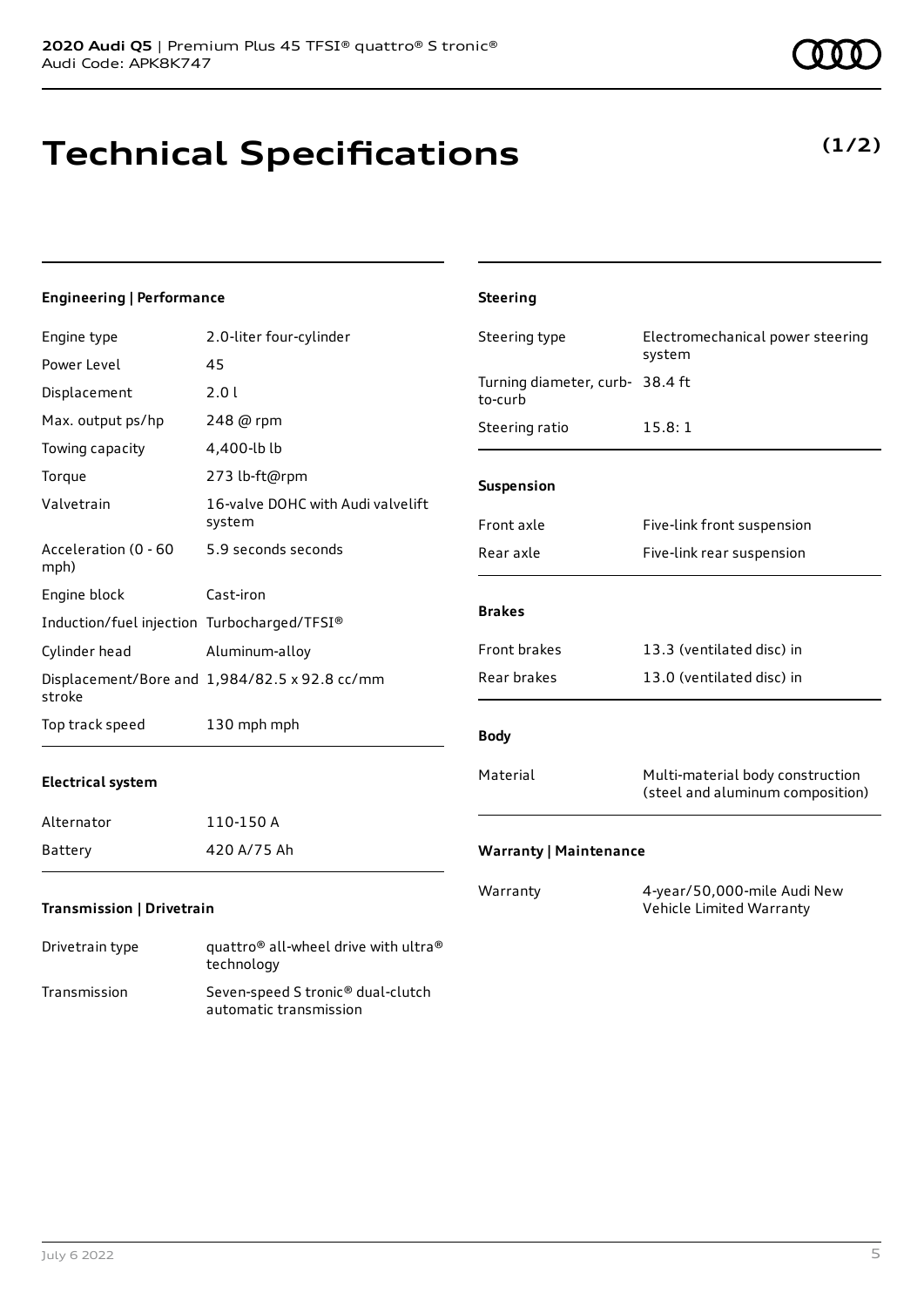# Technical Specifications

**(1/2)**

### Engineering | Performance

| | |
|---|---|
| Engine type | 2.0-liter four-cylinder |
| Power Level | 45 |
| Displacement | 2.0 l |
| Max. output ps/hp | 248 @ rpm |
| Towing capacity | 4,400-lb lb |
| Torque | 273 lb-ft@rpm |
| Valvetrain | 16-valve DOHC with Audi valvelift system |
| Acceleration (0 - 60 mph) | 5.9 seconds seconds |
| Engine block | Cast-iron |
| Induction/fuel injection | Turbocharged/TFSI® |
| Cylinder head | Aluminum-alloy |
| Displacement/Bore and stroke | 1,984/82.5 x 92.8 cc/mm |
| Top track speed | 130 mph mph |

### Electrical system

| | |
|---|---|
| Alternator | 110-150 A |
| Battery | 420 A/75 Ah |

### Transmission | Drivetrain

| | |
|---|---|
| Drivetrain type | quattro® all-wheel drive with ultra® technology |
| Transmission | Seven-speed S tronic® dual-clutch automatic transmission |

### Steering

| | |
|---|---|
| Steering type | Electromechanical power steering system |
| Turning diameter, curb-to-curb | 38.4 ft |
| Steering ratio | 15.8: 1 |

### Suspension

| | |
|---|---|
| Front axle | Five-link front suspension |
| Rear axle | Five-link rear suspension |

### Brakes

| | |
|---|---|
| Front brakes | 13.3 (ventilated disc) in |
| Rear brakes | 13.0 (ventilated disc) in |

### Body

| | |
|---|---|
| Material | Multi-material body construction (steel and aluminum composition) |

### Warranty | Maintenance

| | |
|---|---|
| Warranty | 4-year/50,000-mile Audi New Vehicle Limited Warranty |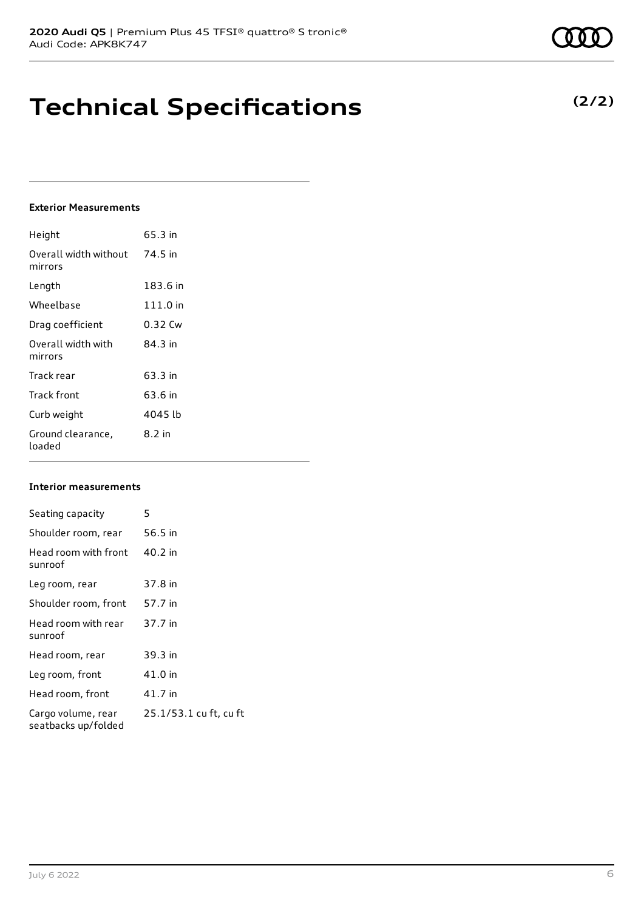# Technical Specifications

**(2/2)**

### Exterior Measurements

| | |
|---|---|
| Height | 65.3 in |
| Overall width without mirrors | 74.5 in |
| Length | 183.6 in |
| Wheelbase | 111.0 in |
| Drag coefficient | 0.32 Cw |
| Overall width with mirrors | 84.3 in |
| Track rear | 63.3 in |
| Track front | 63.6 in |
| Curb weight | 4045 lb |
| Ground clearance, loaded | 8.2 in |

### Interior measurements

| | |
|---|---|
| Seating capacity | 5 |
| Shoulder room, rear | 56.5 in |
| Head room with front sunroof | 40.2 in |
| Leg room, rear | 37.8 in |
| Shoulder room, front | 57.7 in |
| Head room with rear sunroof | 37.7 in |
| Head room, rear | 39.3 in |
| Leg room, front | 41.0 in |
| Head room, front | 41.7 in |
| Cargo volume, rear seatbacks up/folded | 25.1/53.1 cu ft, cu ft |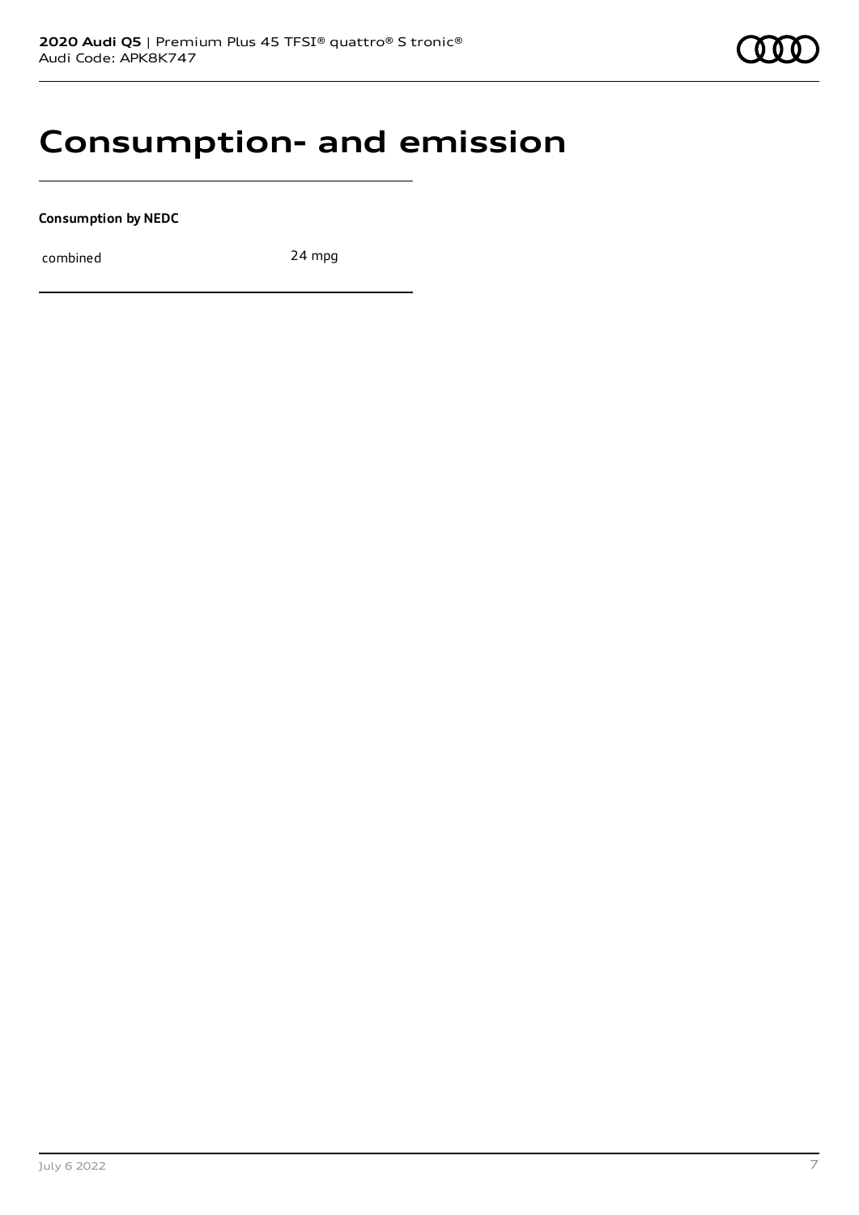# Consumption- and emission

**Consumption by NEDC**

| combined | 24 mpg |
| --- | --- |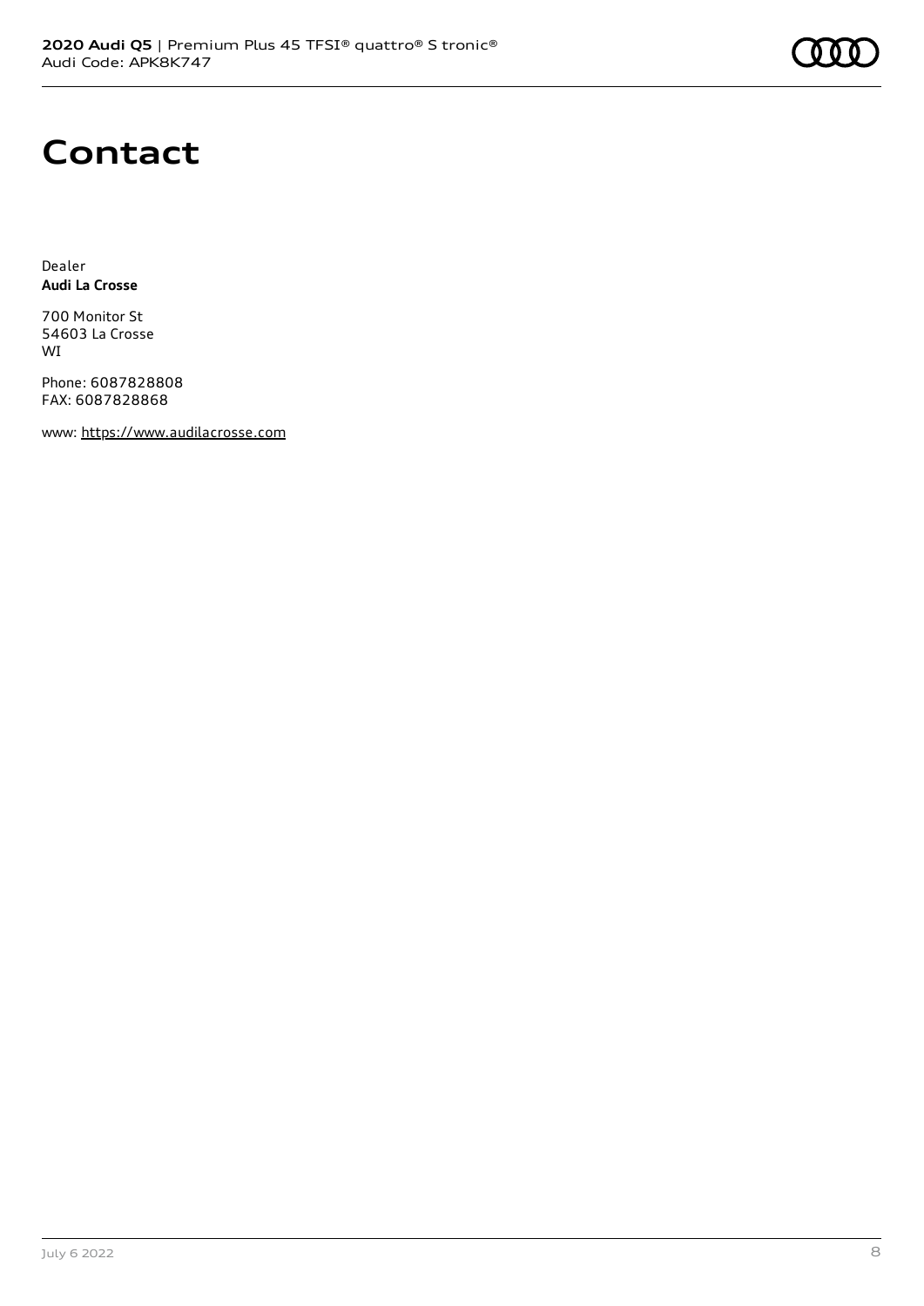# Contact

Dealer
**Audi La Crosse**

700 Monitor St
54603 La Crosse
WI

Phone: 6087828808
FAX: 6087828868

www: https://www.audilacrosse.com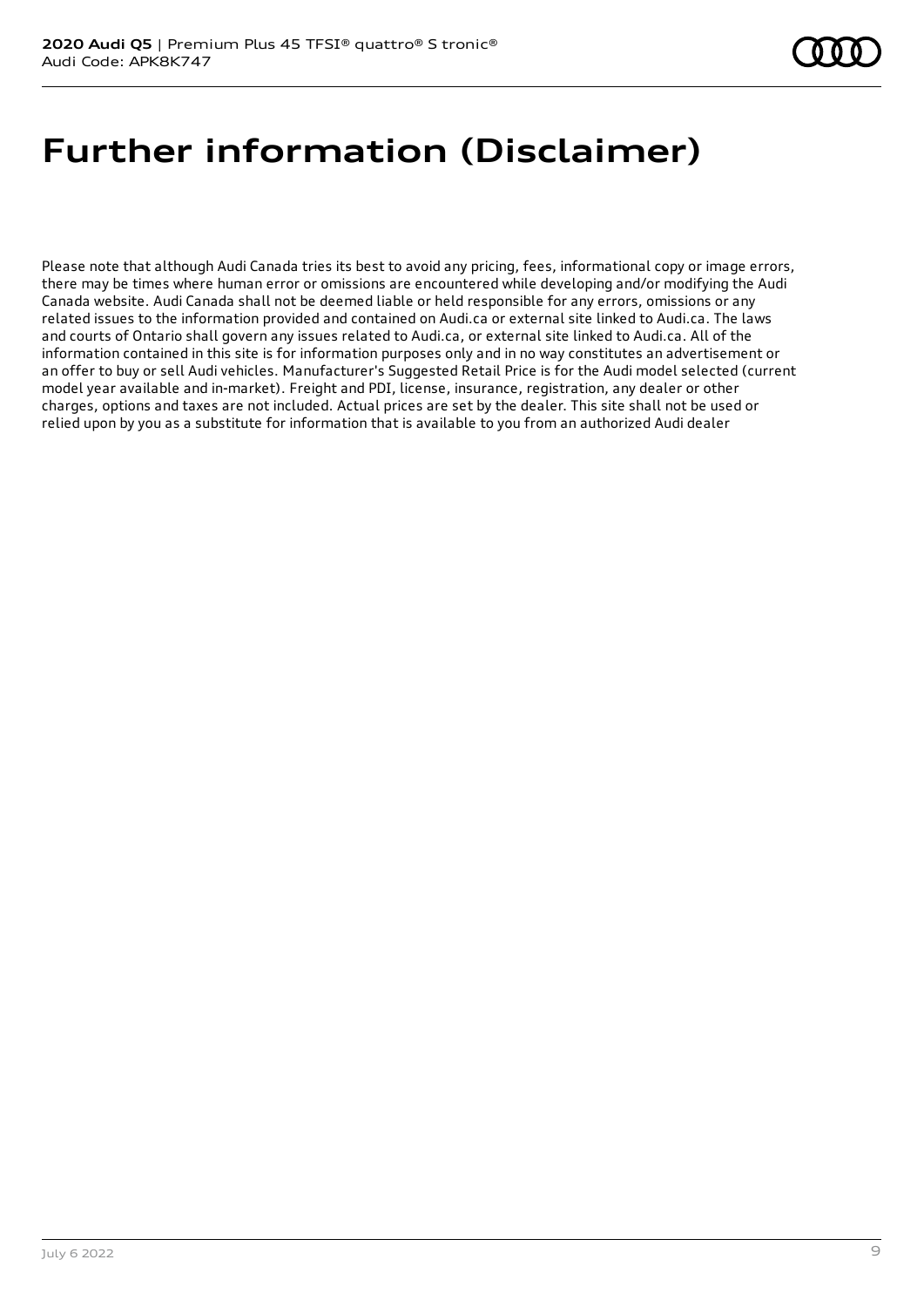# Further information (Disclaimer)

Please note that although Audi Canada tries its best to avoid any pricing, fees, informational copy or image errors, there may be times where human error or omissions are encountered while developing and/or modifying the Audi Canada website. Audi Canada shall not be deemed liable or held responsible for any errors, omissions or any related issues to the information provided and contained on Audi.ca or external site linked to Audi.ca. The laws and courts of Ontario shall govern any issues related to Audi.ca, or external site linked to Audi.ca. All of the information contained in this site is for information purposes only and in no way constitutes an advertisement or an offer to buy or sell Audi vehicles. Manufacturer's Suggested Retail Price is for the Audi model selected (current model year available and in-market). Freight and PDI, license, insurance, registration, any dealer or other charges, options and taxes are not included. Actual prices are set by the dealer. This site shall not be used or relied upon by you as a substitute for information that is available to you from an authorized Audi dealer